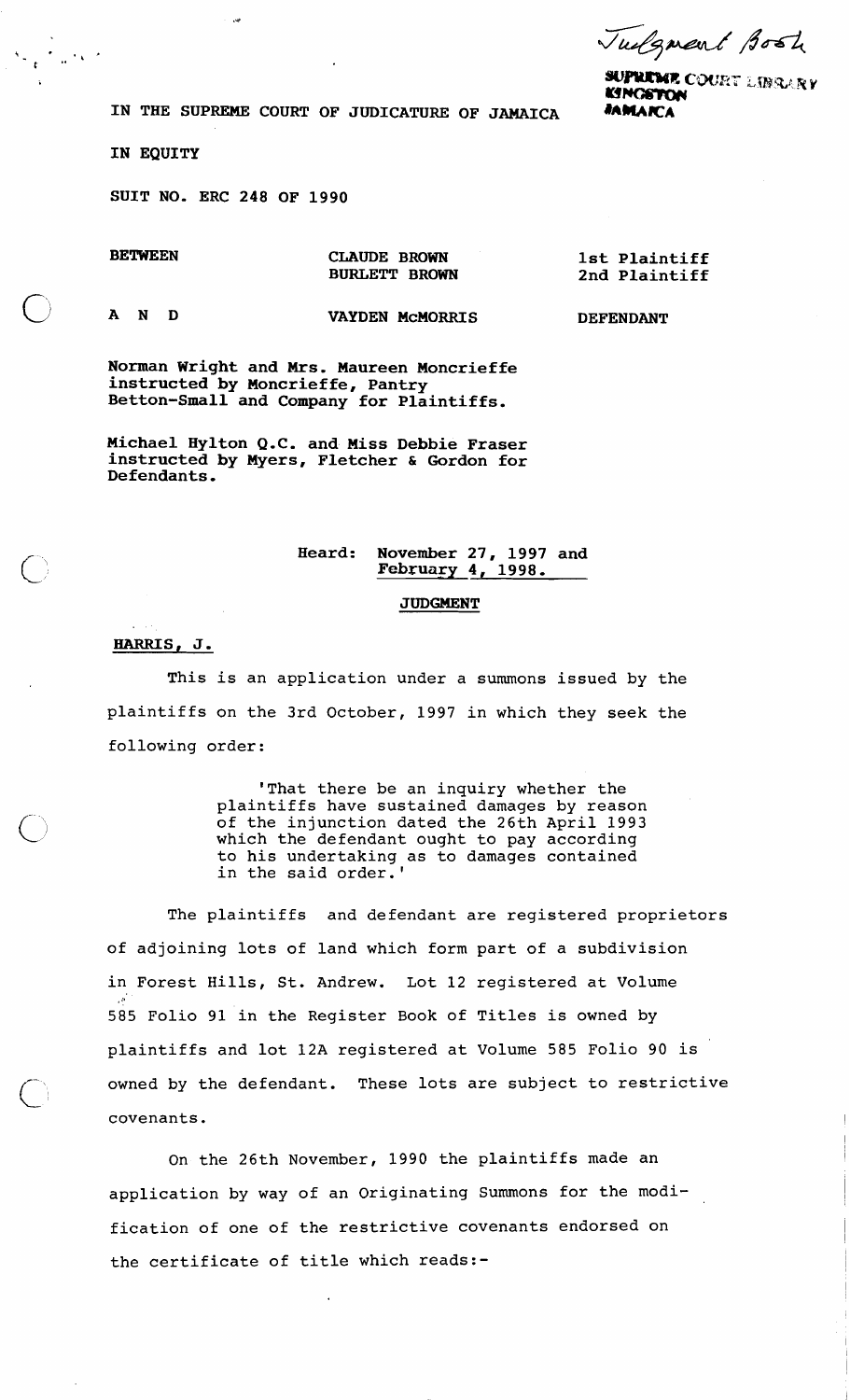Judgment Book

SUPREME COURT LIBRARY
KINGSTON
JAMAICA

IN THE SUPREME COURT OF JUDICATURE OF JAMAICA

IN EQUITY

SUIT NO. ERC 248 OF 1990

| BETWEEN | CLAUDE BROWN | 1st Plaintiff |
|---|---|---|
| | BURLETT BROWN | 2nd Plaintiff |
| A N D | VAYDEN McMORRIS | DEFENDANT |

**Norman Wright and Mrs. Maureen Moncrieffe instructed by Moncrieffe, Pantry Betton-Small and Company for Plaintiffs.**

**Michael Hylton Q.C. and Miss Debbie Fraser instructed by Myers, Fletcher & Gordon for Defendants.**

**Heard: November 27, 1997 and February 4, 1998.**

## JUDGMENT

**HARRIS, J.**

This is an application under a summons issued by the plaintiffs on the 3rd October, 1997 in which they seek the following order:

> 'That there be an inquiry whether the plaintiffs have sustained damages by reason of the injunction dated the 26th April 1993 which the defendant ought to pay according to his undertaking as to damages contained in the said order.'

The plaintiffs and defendant are registered proprietors of adjoining lots of land which form part of a subdivision in Forest Hills, St. Andrew. Lot 12 registered at Volume 585 Folio 91 in the Register Book of Titles is owned by plaintiffs and lot 12A registered at Volume 585 Folio 90 is owned by the defendant. These lots are subject to restrictive covenants.

On the 26th November, 1990 the plaintiffs made an application by way of an Originating Summons for the modification of one of the restrictive covenants endorsed on the certificate of title which reads:-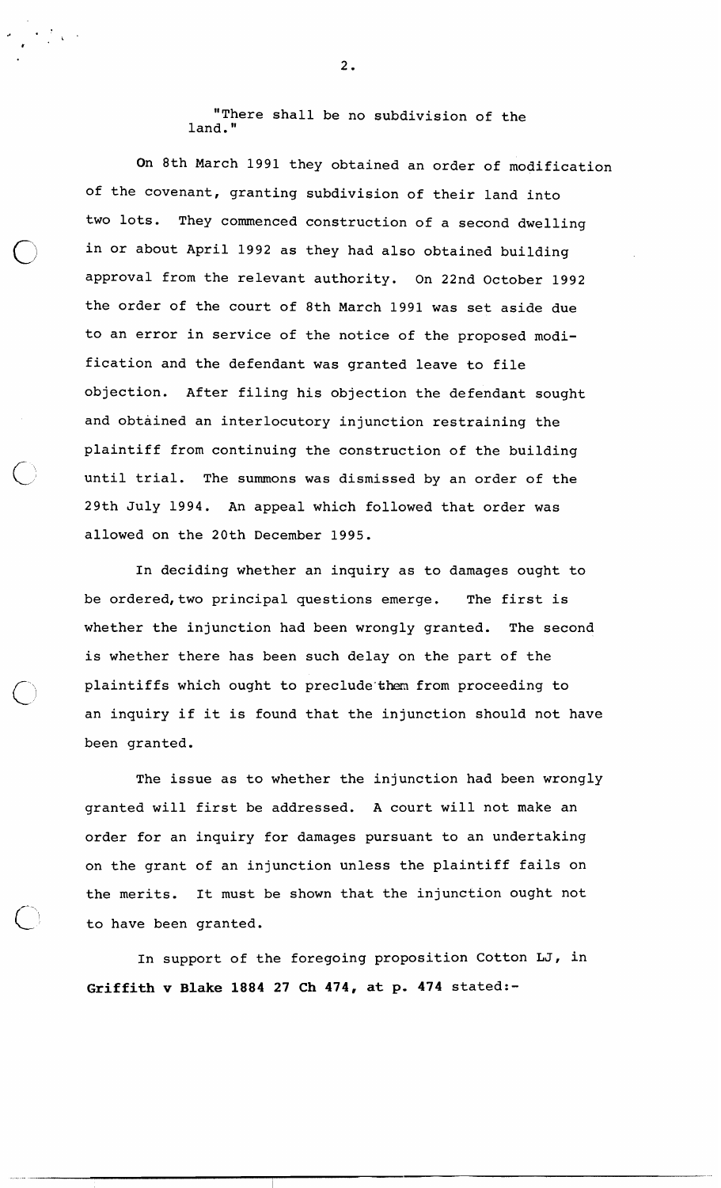"There shall be no subdivision of the land."

On 8th March 1991 they obtained an order of modification of the covenant, granting subdivision of their land into two lots. They commenced construction of a second dwelling in or about April 1992 as they had also obtained building approval from the relevant authority. On 22nd October 1992 the order of the court of 8th March 1991 was set aside due to an error in service of the notice of the proposed modification and the defendant was granted leave to file objection. After filing his objection the defendant sought and obtained an interlocutory injunction restraining the plaintiff from continuing the construction of the building until trial. The summons was dismissed by an order of the 29th July 1994. An appeal which followed that order was allowed on the 20th December 1995.

In deciding whether an inquiry as to damages ought to be ordered, two principal questions emerge. The first is whether the injunction had been wrongly granted. The second is whether there has been such delay on the part of the plaintiffs which ought to preclude them from proceeding to an inquiry if it is found that the injunction should not have been granted.

The issue as to whether the injunction had been wrongly granted will first be addressed. A court will not make an order for an inquiry for damages pursuant to an undertaking on the grant of an injunction unless the plaintiff fails on the merits. It must be shown that the injunction ought not to have been granted.

In support of the foregoing proposition Cotton LJ, in **Griffith v Blake 1884 27 Ch 474, at p. 474** stated:-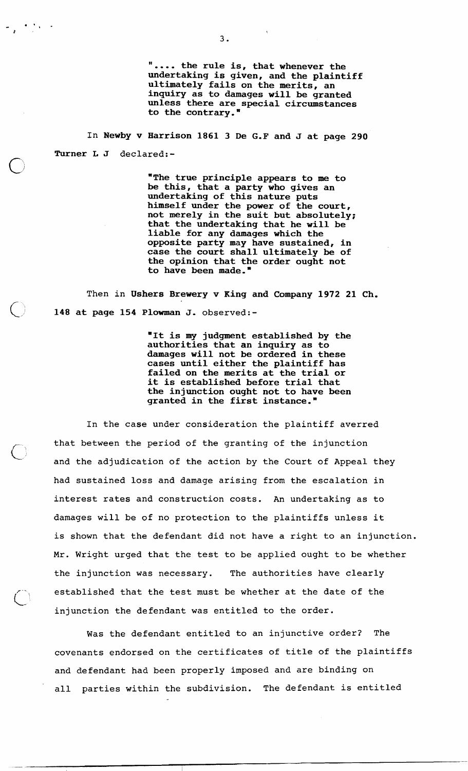> ".... the rule is, that whenever the undertaking is given, and the plaintiff ultimately fails on the merits, an inquiry as to damages will be granted unless there are special circumstances to the contrary."

In **Newby v Harrison 1861 3 De G.F and J at page 290 Turner L J** declared:-

> "The true principle appears to me to be this, that a party who gives an undertaking of this nature puts himself under the power of the court, not merely in the suit but absolutely; that the undertaking that he will be liable for any damages which the opposite party may have sustained, in case the court shall ultimately be of the opinion that the order ought not to have been made."

Then in **Ushers Brewery v King and Company 1972 21 Ch. 148 at page 154 Plowman J.** observed:-

> "It is my judgment established by the authorities that an inquiry as to damages will not be ordered in these cases until either the plaintiff has failed on the merits at the trial or it is established before trial that the injunction ought not to have been granted in the first instance."

In the case under consideration the plaintiff averred that between the period of the granting of the injunction and the adjudication of the action by the Court of Appeal they had sustained loss and damage arising from the escalation in interest rates and construction costs. An undertaking as to damages will be of no protection to the plaintiffs unless it is shown that the defendant did not have a right to an injunction. Mr. Wright urged that the test to be applied ought to be whether the injunction was necessary. The authorities have clearly established that the test must be whether at the date of the injunction the defendant was entitled to the order.

Was the defendant entitled to an injunctive order? The covenants endorsed on the certificates of title of the plaintiffs and defendant had been properly imposed and are binding on all parties within the subdivision. The defendant is entitled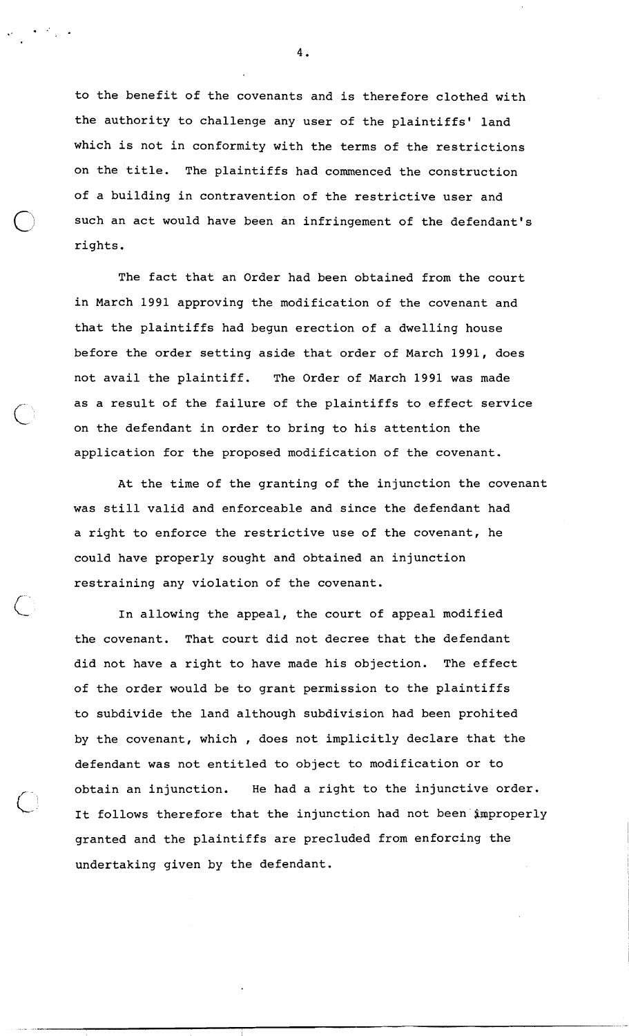to the benefit of the covenants and is therefore clothed with the authority to challenge any user of the plaintiffs' land which is not in conformity with the terms of the restrictions on the title. The plaintiffs had commenced the construction of a building in contravention of the restrictive user and such an act would have been an infringement of the defendant's rights.

The fact that an Order had been obtained from the court in March 1991 approving the modification of the covenant and that the plaintiffs had begun erection of a dwelling house before the order setting aside that order of March 1991, does not avail the plaintiff. The Order of March 1991 was made as a result of the failure of the plaintiffs to effect service on the defendant in order to bring to his attention the application for the proposed modification of the covenant.

At the time of the granting of the injunction the covenant was still valid and enforceable and since the defendant had a right to enforce the restrictive use of the covenant, he could have properly sought and obtained an injunction restraining any violation of the covenant.

In allowing the appeal, the court of appeal modified the covenant. That court did not decree that the defendant did not have a right to have made his objection. The effect of the order would be to grant permission to the plaintiffs to subdivide the land although subdivision had been prohited by the covenant, which , does not implicitly declare that the defendant was not entitled to object to modification or to obtain an injunction. He had a right to the injunctive order. It follows therefore that the injunction had not been improperly granted and the plaintiffs are precluded from enforcing the undertaking given by the defendant.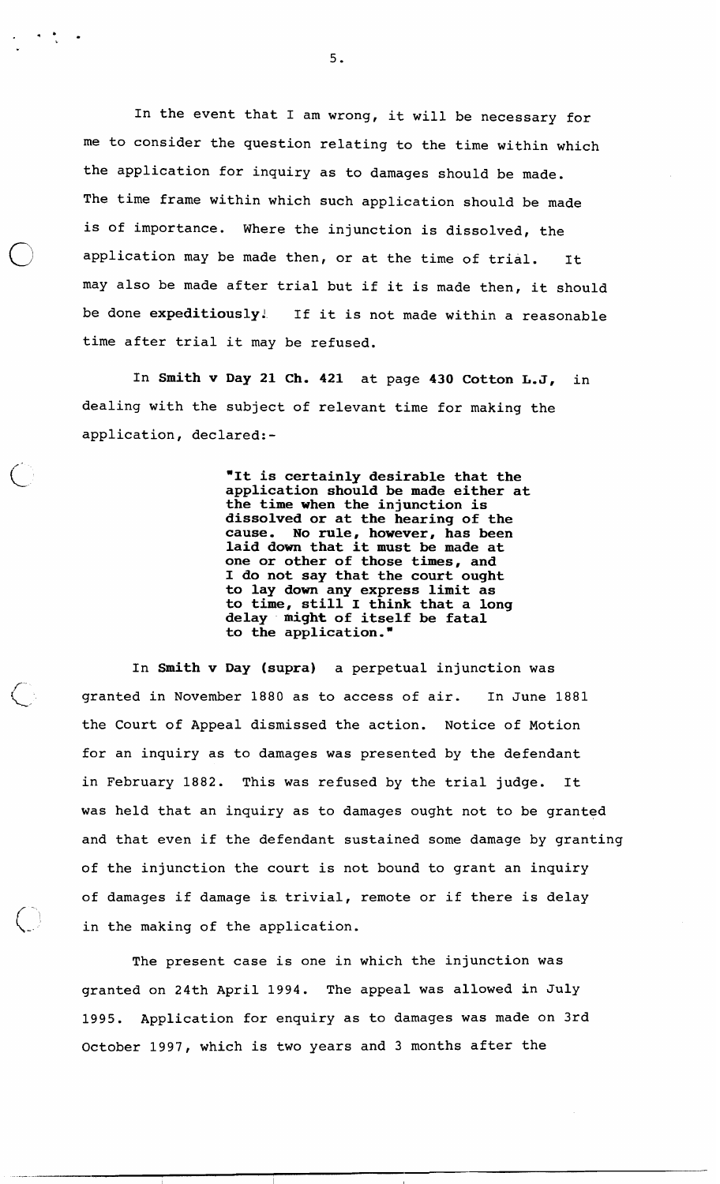In the event that I am wrong, it will be necessary for me to consider the question relating to the time within which the application for inquiry as to damages should be made. The time frame within which such application should be made is of importance. Where the injunction is dissolved, the application may be made then, or at the time of trial. It may also be made after trial but if it is made then, it should be done **expeditiously**. If it is not made within a reasonable time after trial it may be refused.

In **Smith v Day 21 Ch. 421** at page **430 Cotton L.J**, in dealing with the subject of relevant time for making the application, declared:-

> **"It is certainly desirable that the application should be made either at the time when the injunction is dissolved or at the hearing of the cause. No rule, however, has been laid down that it must be made at one or other of those times, and I do not say that the court ought to lay down any express limit as to time, still I think that a long delay might of itself be fatal to the application."**

In **Smith v Day (supra)** a perpetual injunction was granted in November 1880 as to access of air. In June 1881 the Court of Appeal dismissed the action. Notice of Motion for an inquiry as to damages was presented by the defendant in February 1882. This was refused by the trial judge. It was held that an inquiry as to damages ought not to be granted and that even if the defendant sustained some damage by granting of the injunction the court is not bound to grant an inquiry of damages if damage is trivial, remote or if there is delay in the making of the application.

The present case is one in which the injunction was granted on 24th April 1994. The appeal was allowed in July 1995. Application for enquiry as to damages was made on 3rd October 1997, which is two years and 3 months after the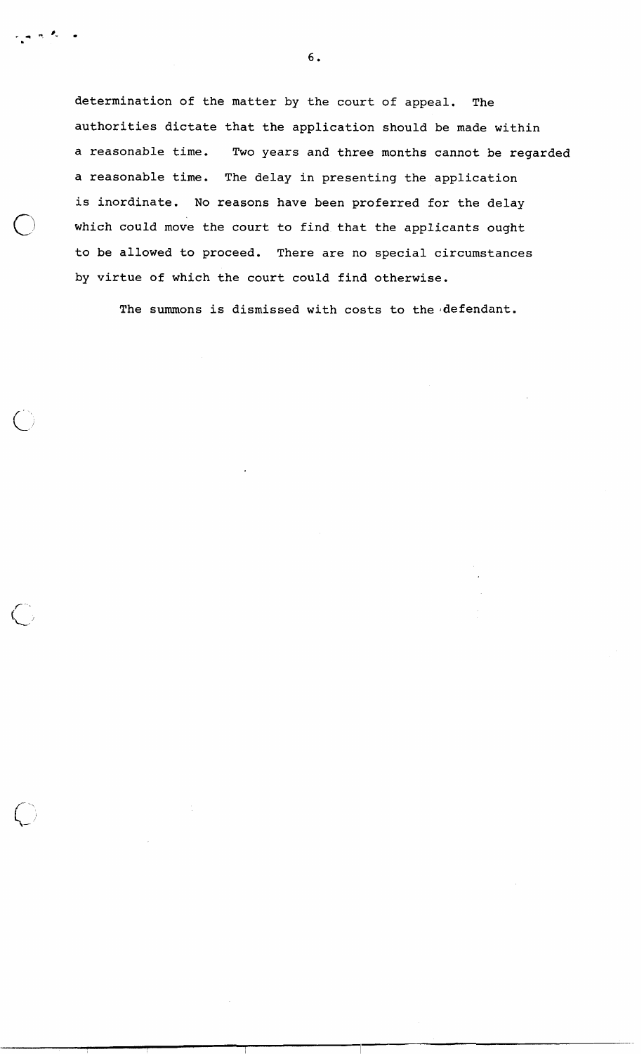determination of the matter by the court of appeal. The authorities dictate that the application should be made within a reasonable time. Two years and three months cannot be regarded a reasonable time. The delay in presenting the application is inordinate. No reasons have been proferred for the delay which could move the court to find that the applicants ought to be allowed to proceed. There are no special circumstances by virtue of which the court could find otherwise.

The summons is dismissed with costs to the defendant.